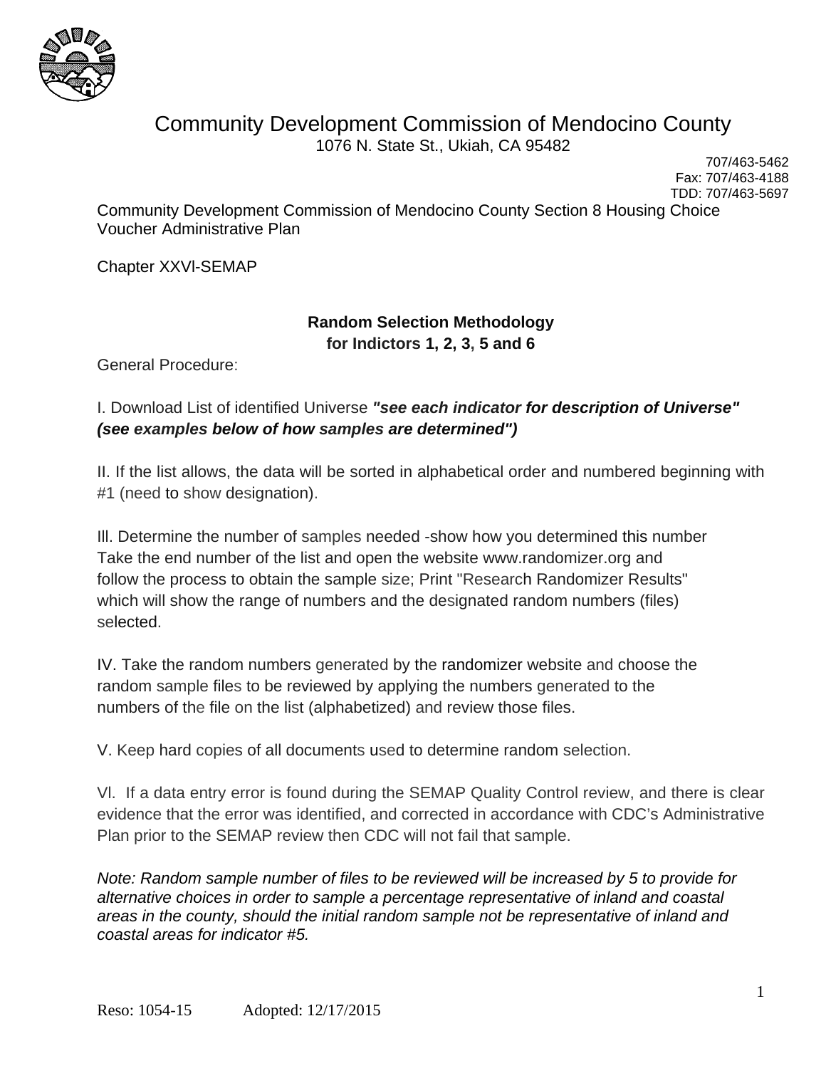# Community Development Commission of Mendocino County

1076 N. State St., Ukiah, CA 95482

707/463-5462
Fax: 707/463-4188
TDD: 707/463-5697

Community Development Commission of Mendocino County Section 8 Housing Choice Voucher Administrative Plan

Chapter XXVl-SEMAP

**Random Selection Methodology**
**for Indictors 1, 2, 3, 5 and 6**

General Procedure:

I. Download List of identified Universe ***"see each indicator for description of Universe" (see examples below of how samples are determined")***

II. If the list allows, the data will be sorted in alphabetical order and numbered beginning with #1 (need to show designation).

Ill. Determine the number of samples needed -show how you determined this number Take the end number of the list and open the website www.randomizer.org and follow the process to obtain the sample size; Print "Research Randomizer Results" which will show the range of numbers and the designated random numbers (files) selected.

IV. Take the random numbers generated by the randomizer website and choose the random sample files to be reviewed by applying the numbers generated to the numbers of the file on the list (alphabetized) and review those files.

V. Keep hard copies of all documents used to determine random selection.

Vl. If a data entry error is found during the SEMAP Quality Control review, and there is clear evidence that the error was identified, and corrected in accordance with CDC's Administrative Plan prior to the SEMAP review then CDC will not fail that sample.

*Note: Random sample number of files to be reviewed will be increased by 5 to provide for alternative choices in order to sample a percentage representative of inland and coastal areas in the county, should the initial random sample not be representative of inland and coastal areas for indicator #5.*

Reso: 1054-15 Adopted: 12/17/2015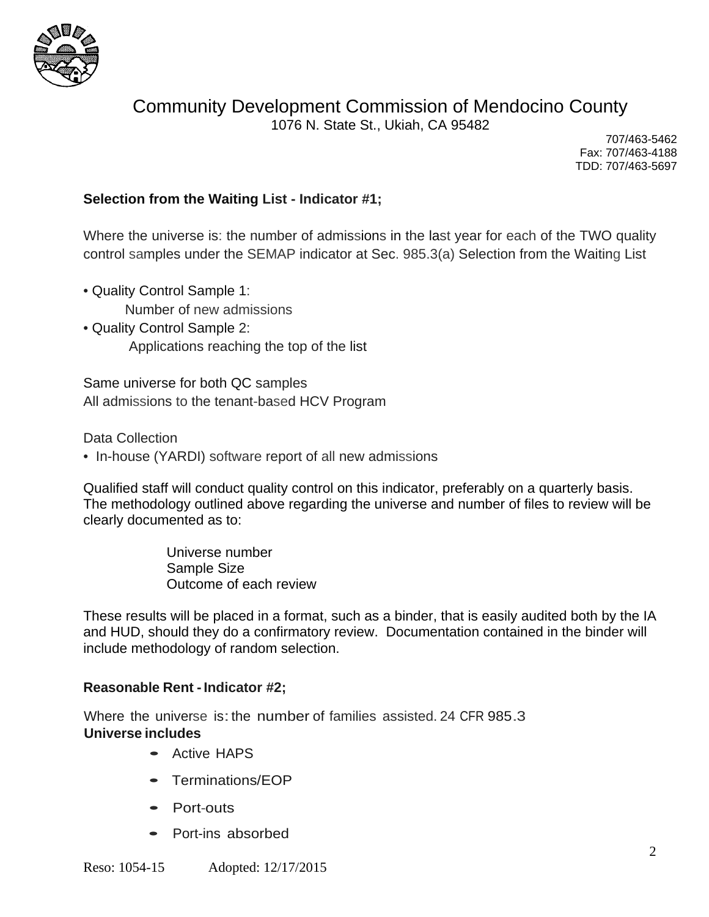Community Development Commission of Mendocino County

1076 N. State St., Ukiah, CA 95482

707/463-5462
Fax: 707/463-4188
TDD: 707/463-5697

**Selection from the Waiting List - Indicator #1;**

Where the universe is: the number of admissions in the last year for each of the TWO quality control samples under the SEMAP indicator at Sec. 985.3(a) Selection from the Waiting List

- Quality Control Sample 1:
  Number of new admissions
- Quality Control Sample 2:
  Applications reaching the top of the list

Same universe for both QC samples
All admissions to the tenant-based HCV Program

Data Collection

- In-house (YARDI) software report of all new admissions

Qualified staff will conduct quality control on this indicator, preferably on a quarterly basis. The methodology outlined above regarding the universe and number of files to review will be clearly documented as to:

Universe number
Sample Size
Outcome of each review

These results will be placed in a format, such as a binder, that is easily audited both by the IA and HUD, should they do a confirmatory review. Documentation contained in the binder will include methodology of random selection.

**Reasonable Rent - Indicator #2;**

Where the universe is: the number of families assisted. 24 CFR 985.3
**Universe includes**

- Active HAPS
- Terminations/EOP
- Port-outs
- Port-ins absorbed

Reso: 1054-15 Adopted: 12/17/2015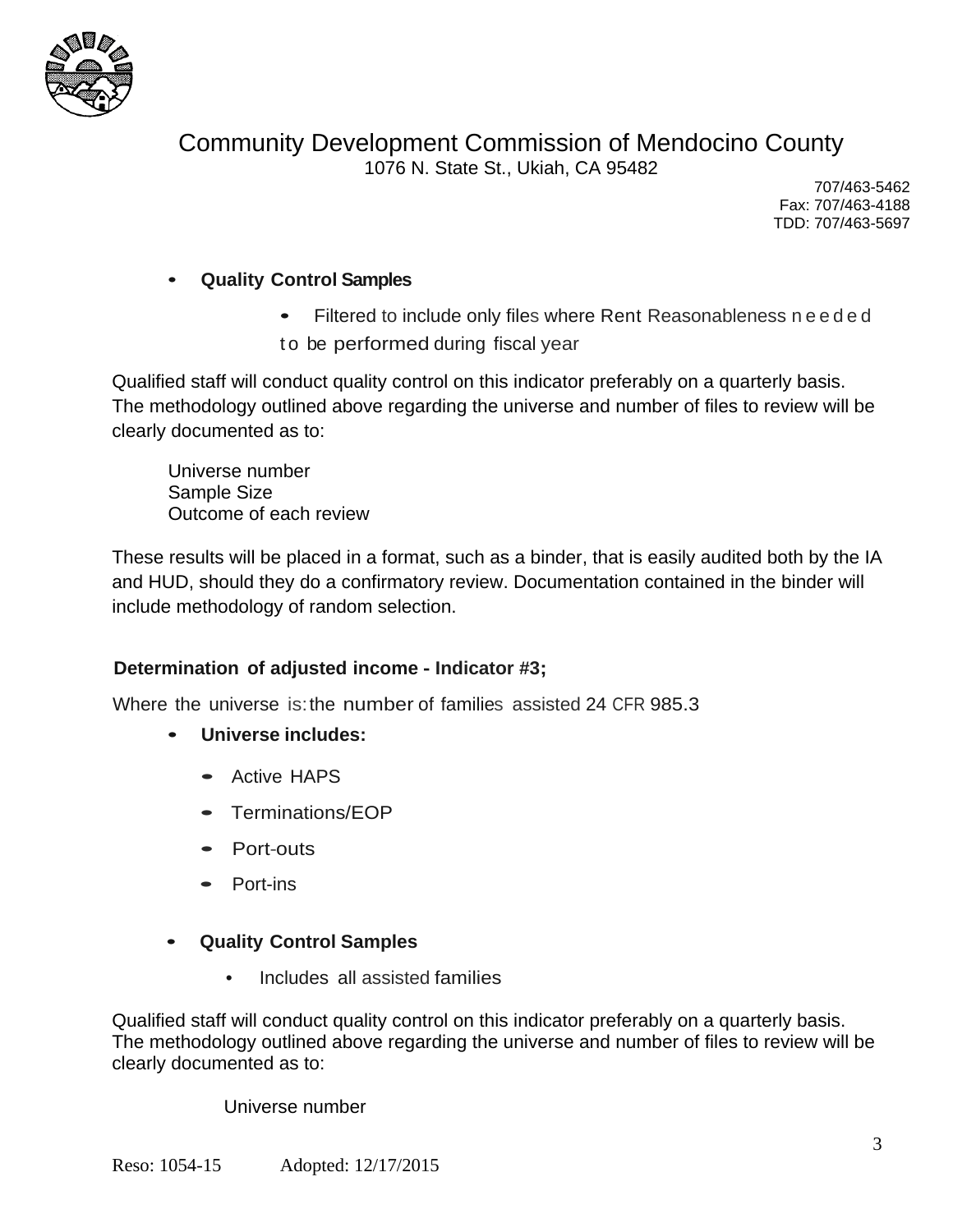Community Development Commission of Mendocino County
1076 N. State St., Ukiah, CA 95482

707/463-5462
Fax: 707/463-4188
TDD: 707/463-5697

- **Quality Control Samples**
  - Filtered to include only files where Rent Reasonableness needed to be performed during fiscal year

Qualified staff will conduct quality control on this indicator preferably on a quarterly basis. The methodology outlined above regarding the universe and number of files to review will be clearly documented as to:

Universe number
Sample Size
Outcome of each review

These results will be placed in a format, such as a binder, that is easily audited both by the IA and HUD, should they do a confirmatory review. Documentation contained in the binder will include methodology of random selection.

**Determination of adjusted income - Indicator #3;**

Where the universe is: the number of families assisted 24 CFR 985.3

- **Universe includes:**
  - Active HAPS
  - Terminations/EOP
  - Port-outs
  - Port-ins

- **Quality Control Samples**
  - Includes all assisted families

Qualified staff will conduct quality control on this indicator preferably on a quarterly basis. The methodology outlined above regarding the universe and number of files to review will be clearly documented as to:

Universe number

Reso: 1054-15 Adopted: 12/17/2015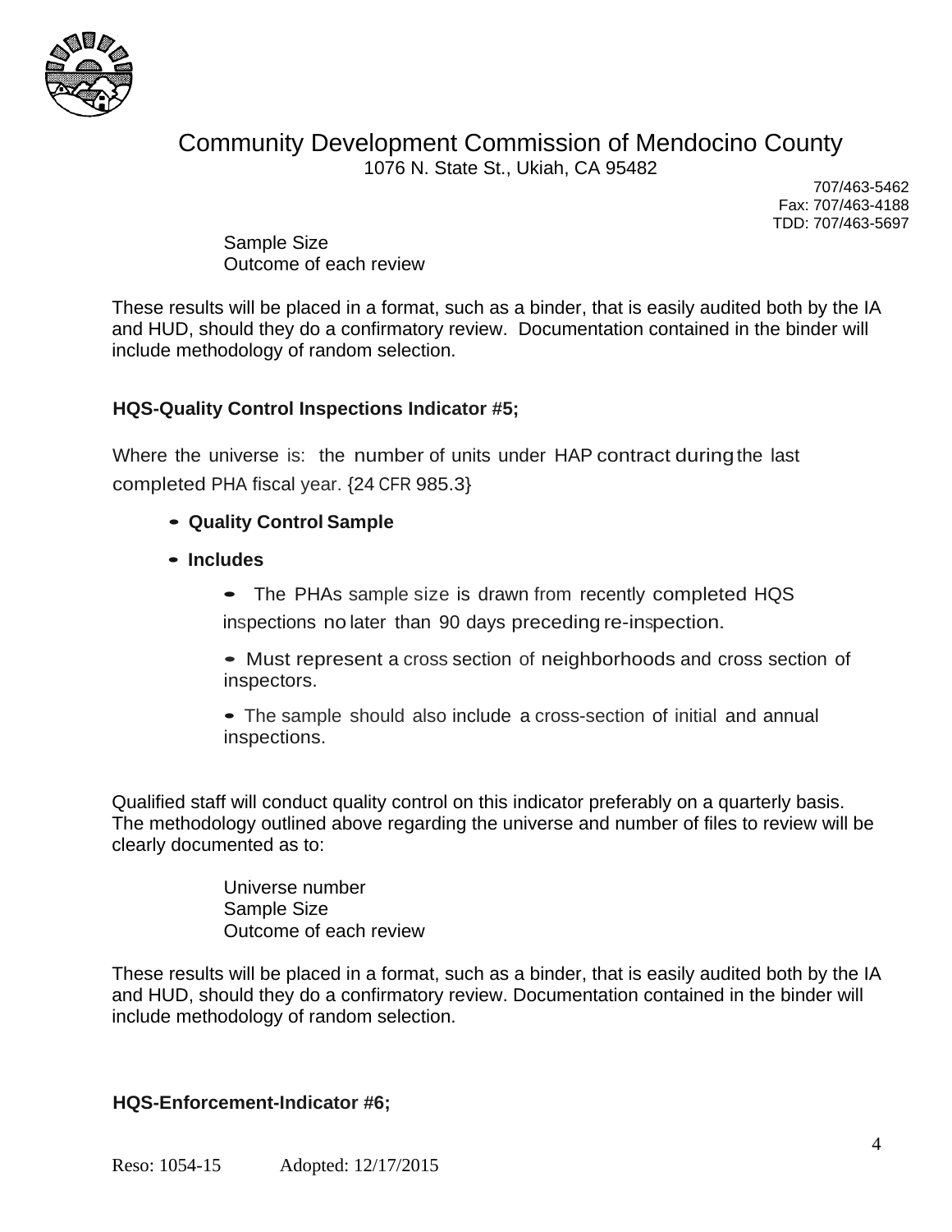Sample Size
Outcome of each review

These results will be placed in a format, such as a binder, that is easily audited both by the IA and HUD, should they do a confirmatory review. Documentation contained in the binder will include methodology of random selection.

**HQS-Quality Control Inspections Indicator #5;**

Where the universe is: the number of units under HAP contract during the last completed PHA fiscal year. {24 CFR 985.3}

- **Quality Control Sample**
- **Includes**
    - The PHAs sample size is drawn from recently completed HQS inspections no later than 90 days preceding re-inspection.
    - Must represent a cross section of neighborhoods and cross section of inspectors.
    - The sample should also include a cross-section of initial and annual inspections.

Qualified staff will conduct quality control on this indicator preferably on a quarterly basis. The methodology outlined above regarding the universe and number of files to review will be clearly documented as to:

Universe number
Sample Size
Outcome of each review

These results will be placed in a format, such as a binder, that is easily audited both by the IA and HUD, should they do a confirmatory review. Documentation contained in the binder will include methodology of random selection.

**HQS-Enforcement-Indicator #6;**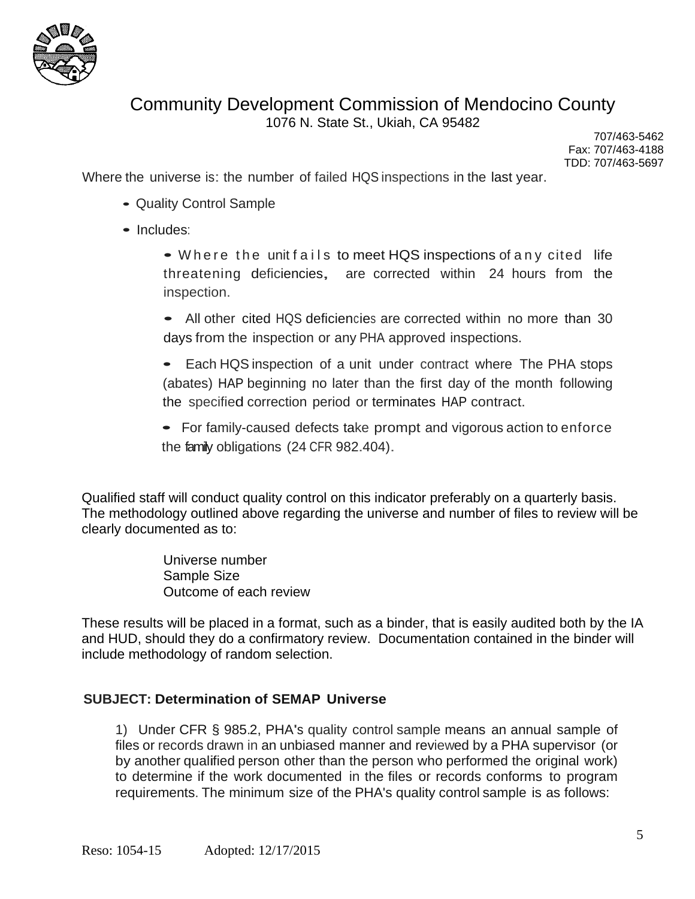Community Development Commission of Mendocino County
1076 N. State St., Ukiah, CA 95482

707/463-5462
Fax: 707/463-4188
TDD: 707/463-5697

Where the universe is: the number of failed HQS inspections in the last year.

- Quality Control Sample
- Includes:
  - Where the unit fails to meet HQS inspections of any cited life threatening deficiencies, are corrected within 24 hours from the inspection.
  - All other cited HQS deficiencies are corrected within no more than 30 days from the inspection or any PHA approved inspections.
  - Each HQS inspection of a unit under contract where The PHA stops (abates) HAP beginning no later than the first day of the month following the specified correction period or terminates HAP contract.
  - For family-caused defects take prompt and vigorous action to enforce the family obligations (24 CFR 982.404).

Qualified staff will conduct quality control on this indicator preferably on a quarterly basis. The methodology outlined above regarding the universe and number of files to review will be clearly documented as to:

Universe number
Sample Size
Outcome of each review

These results will be placed in a format, such as a binder, that is easily audited both by the IA and HUD, should they do a confirmatory review. Documentation contained in the binder will include methodology of random selection.

**SUBJECT: Determination of SEMAP Universe**

1) Under CFR § 985.2, PHA's quality control sample means an annual sample of files or records drawn in an unbiased manner and reviewed by a PHA supervisor (or by another qualified person other than the person who performed the original work) to determine if the work documented in the files or records conforms to program requirements. The minimum size of the PHA's quality control sample is as follows:

Reso: 1054-15 Adopted: 12/17/2015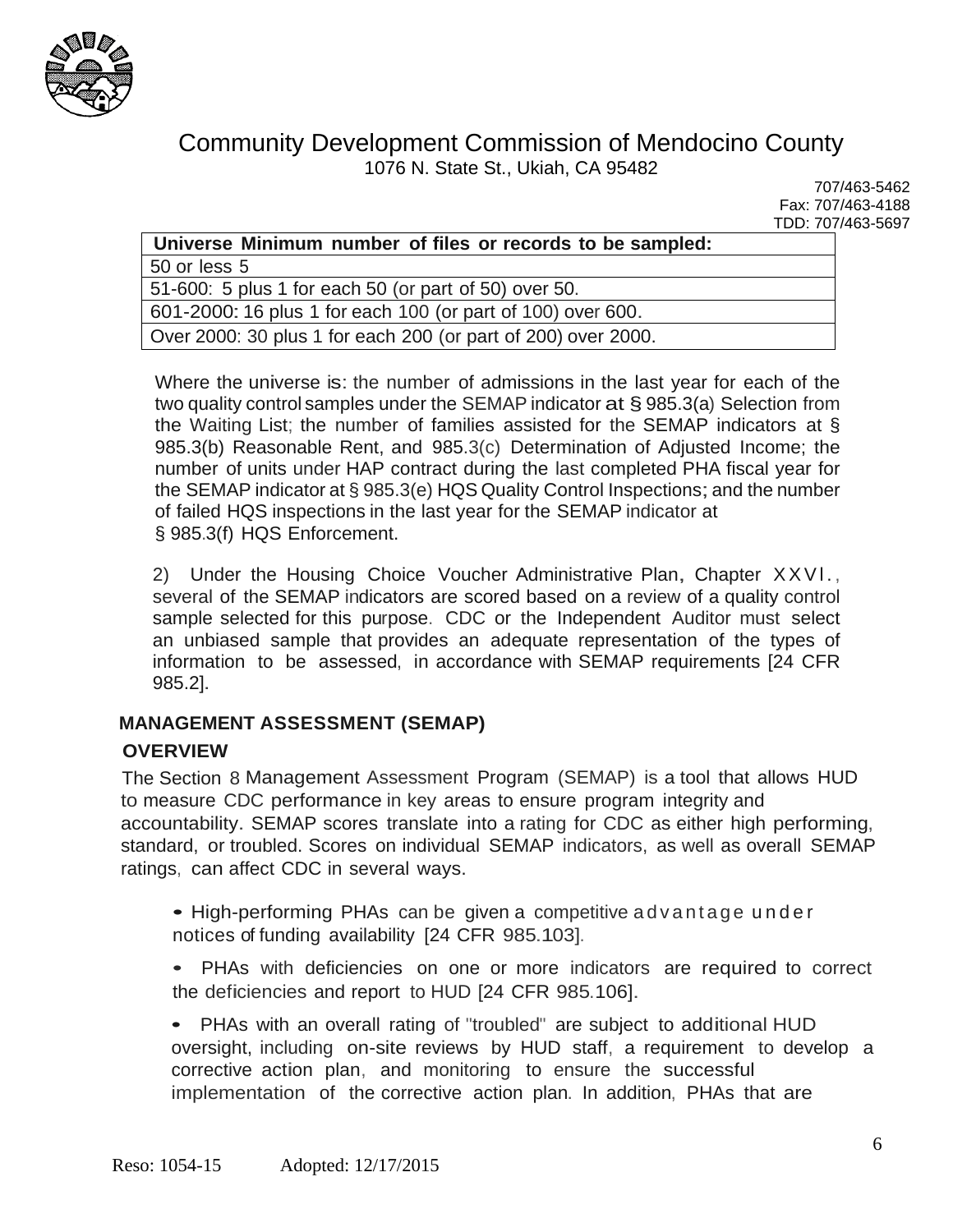# Community Development Commission of Mendocino County

1076 N. State St., Ukiah, CA 95482

707/463-5462
Fax: 707/463-4188
TDD: 707/463-5697

| **Universe Minimum number of files or records to be sampled:** |
| --- |
| 50 or less 5 |
| 51-600: 5 plus 1 for each 50 (or part of 50) over 50. |
| 601-2000: 16 plus 1 for each 100 (or part of 100) over 600. |
| Over 2000: 30 plus 1 for each 200 (or part of 200) over 2000. |

Where the universe is: the number of admissions in the last year for each of the two quality control samples under the SEMAP indicator at § 985.3(a) Selection from the Waiting List; the number of families assisted for the SEMAP indicators at § 985.3(b) Reasonable Rent, and 985.3(c) Determination of Adjusted Income; the number of units under HAP contract during the last completed PHA fiscal year for the SEMAP indicator at § 985.3(e) HQS Quality Control Inspections; and the number of failed HQS inspections in the last year for the SEMAP indicator at § 985.3(f) HQS Enforcement.

2) Under the Housing Choice Voucher Administrative Plan, Chapter XXVI., several of the SEMAP indicators are scored based on a review of a quality control sample selected for this purpose. CDC or the Independent Auditor must select an unbiased sample that provides an adequate representation of the types of information to be assessed, in accordance with SEMAP requirements [24 CFR 985.2].

## MANAGEMENT ASSESSMENT (SEMAP)

### OVERVIEW

The Section 8 Management Assessment Program (SEMAP) is a tool that allows HUD to measure CDC performance in key areas to ensure program integrity and accountability. SEMAP scores translate into a rating for CDC as either high performing, standard, or troubled. Scores on individual SEMAP indicators, as well as overall SEMAP ratings, can affect CDC in several ways.

- High-performing PHAs can be given a competitive advantage under notices of funding availability [24 CFR 985.103].
- PHAs with deficiencies on one or more indicators are required to correct the deficiencies and report to HUD [24 CFR 985.106].
- PHAs with an overall rating of "troubled" are subject to additional HUD oversight, including on-site reviews by HUD staff, a requirement to develop a corrective action plan, and monitoring to ensure the successful implementation of the corrective action plan. In addition, PHAs that are

Reso: 1054-15 Adopted: 12/17/2015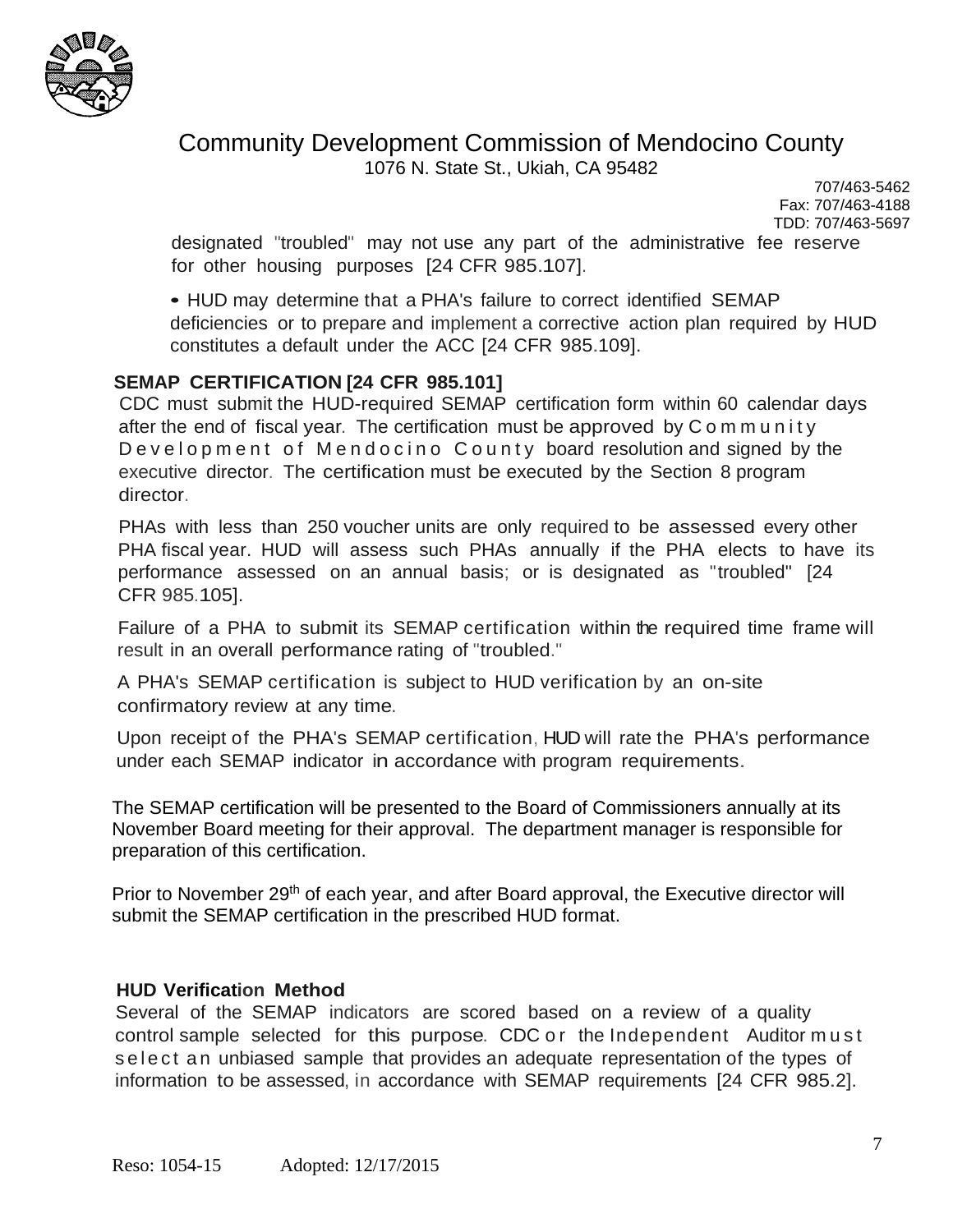designated "troubled" may not use any part of the administrative fee reserve for other housing purposes [24 CFR 985.107].

- HUD may determine that a PHA's failure to correct identified SEMAP deficiencies or to prepare and implement a corrective action plan required by HUD constitutes a default under the ACC [24 CFR 985.109].

**SEMAP CERTIFICATION [24 CFR 985.101]**

CDC must submit the HUD-required SEMAP certification form within 60 calendar days after the end of fiscal year. The certification must be approved by Community Development of Mendocino County board resolution and signed by the executive director. The certification must be executed by the Section 8 program director.

PHAs with less than 250 voucher units are only required to be assessed every other PHA fiscal year. HUD will assess such PHAs annually if the PHA elects to have its performance assessed on an annual basis; or is designated as "troubled" [24 CFR 985.105].

Failure of a PHA to submit its SEMAP certification within the required time frame will result in an overall performance rating of "troubled."

A PHA's SEMAP certification is subject to HUD verification by an on-site confirmatory review at any time.

Upon receipt of the PHA's SEMAP certification, HUD will rate the PHA's performance under each SEMAP indicator in accordance with program requirements.

The SEMAP certification will be presented to the Board of Commissioners annually at its November Board meeting for their approval. The department manager is responsible for preparation of this certification.

Prior to November 29th of each year, and after Board approval, the Executive director will submit the SEMAP certification in the prescribed HUD format.

**HUD Verification Method**

Several of the SEMAP indicators are scored based on a review of a quality control sample selected for this purpose. CDC or the Independent Auditor must select an unbiased sample that provides an adequate representation of the types of information to be assessed, in accordance with SEMAP requirements [24 CFR 985.2].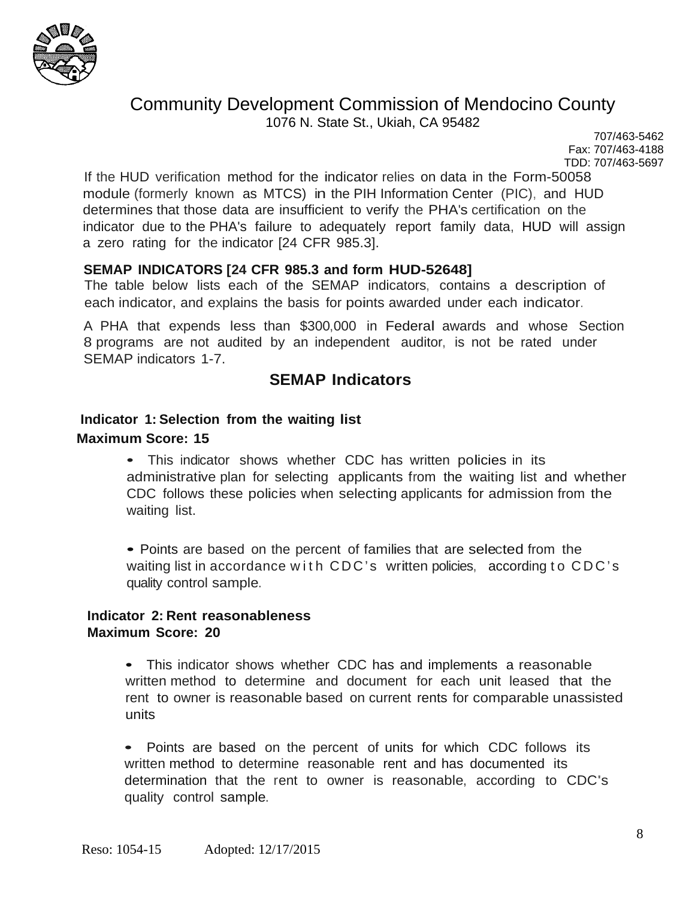# Community Development Commission of Mendocino County

1076 N. State St., Ukiah, CA 95482

707/463-5462
Fax: 707/463-4188
TDD: 707/463-5697

If the HUD verification method for the indicator relies on data in the Form-50058 module (formerly known as MTCS) in the PIH Information Center (PIC), and HUD determines that those data are insufficient to verify the PHA's certification on the indicator due to the PHA's failure to adequately report family data, HUD will assign a zero rating for the indicator [24 CFR 985.3].

**SEMAP INDICATORS [24 CFR 985.3 and form HUD-52648]**

The table below lists each of the SEMAP indicators, contains a description of each indicator, and explains the basis for points awarded under each indicator.

A PHA that expends less than $300,000 in Federal awards and whose Section 8 programs are not audited by an independent auditor, is not be rated under SEMAP indicators 1-7.

## SEMAP Indicators

**Indicator 1: Selection from the waiting list**
**Maximum Score: 15**

- This indicator shows whether CDC has written policies in its administrative plan for selecting applicants from the waiting list and whether CDC follows these policies when selecting applicants for admission from the waiting list.

- Points are based on the percent of families that are selected from the waiting list in accordance with CDC's written policies, according to CDC's quality control sample.

**Indicator 2: Rent reasonableness**
**Maximum Score: 20**

- This indicator shows whether CDC has and implements a reasonable written method to determine and document for each unit leased that the rent to owner is reasonable based on current rents for comparable unassisted units

- Points are based on the percent of units for which CDC follows its written method to determine reasonable rent and has documented its determination that the rent to owner is reasonable, according to CDC's quality control sample.

Reso: 1054-15 Adopted: 12/17/2015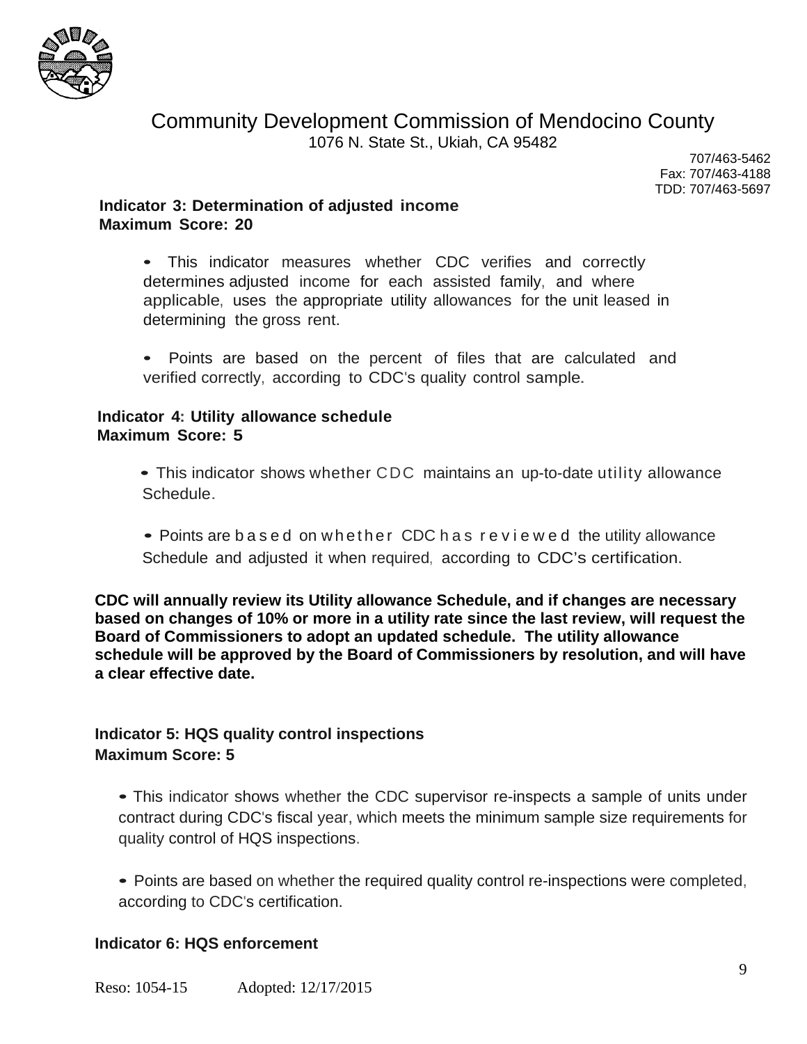Community Development Commission of Mendocino County
1076 N. State St., Ukiah, CA 95482

707/463-5462
Fax: 707/463-4188
TDD: 707/463-5697

**Indicator 3: Determination of adjusted income**
**Maximum Score: 20**

- This indicator measures whether CDC verifies and correctly determines adjusted income for each assisted family, and where applicable, uses the appropriate utility allowances for the unit leased in determining the gross rent.

- Points are based on the percent of files that are calculated and verified correctly, according to CDC's quality control sample.

**Indicator 4: Utility allowance schedule**
**Maximum Score: 5**

- This indicator shows whether CDC maintains an up-to-date utility allowance Schedule.

- Points are based on whether CDC has reviewed the utility allowance Schedule and adjusted it when required, according to CDC's certification.

**CDC will annually review its Utility allowance Schedule, and if changes are necessary based on changes of 10% or more in a utility rate since the last review, will request the Board of Commissioners to adopt an updated schedule. The utility allowance schedule will be approved by the Board of Commissioners by resolution, and will have a clear effective date.**

**Indicator 5: HQS quality control inspections**
**Maximum Score: 5**

- This indicator shows whether the CDC supervisor re-inspects a sample of units under contract during CDC's fiscal year, which meets the minimum sample size requirements for quality control of HQS inspections.

- Points are based on whether the required quality control re-inspections were completed, according to CDC's certification.

**Indicator 6: HQS enforcement**

Reso: 1054-15 Adopted: 12/17/2015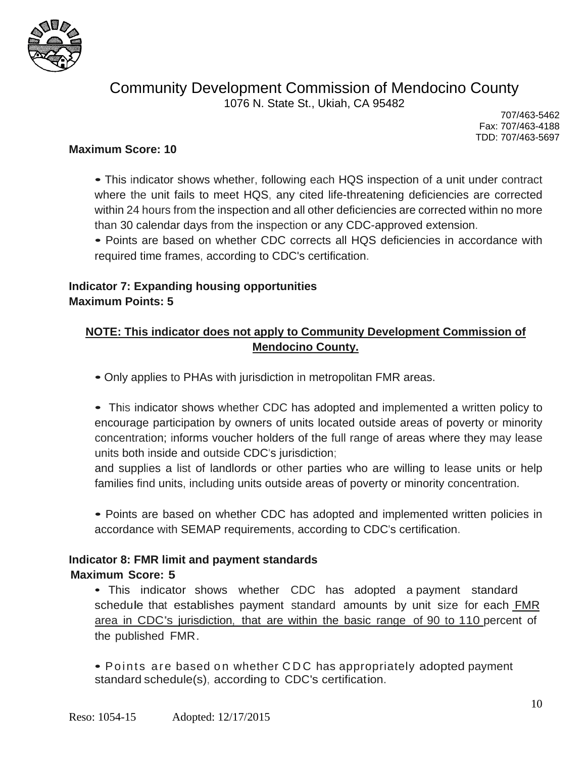Community Development Commission of Mendocino County

1076 N. State St., Ukiah, CA 95482

707/463-5462
Fax: 707/463-4188
TDD: 707/463-5697

**Maximum Score: 10**

- This indicator shows whether, following each HQS inspection of a unit under contract where the unit fails to meet HQS, any cited life-threatening deficiencies are corrected within 24 hours from the inspection and all other deficiencies are corrected within no more than 30 calendar days from the inspection or any CDC-approved extension.
- Points are based on whether CDC corrects all HQS deficiencies in accordance with required time frames, according to CDC's certification.

**Indicator 7: Expanding housing opportunities**
**Maximum Points: 5**

**NOTE: This indicator does not apply to Community Development Commission of Mendocino County.**

- Only applies to PHAs with jurisdiction in metropolitan FMR areas.

- This indicator shows whether CDC has adopted and implemented a written policy to encourage participation by owners of units located outside areas of poverty or minority concentration; informs voucher holders of the full range of areas where they may lease units both inside and outside CDC's jurisdiction;
and supplies a list of landlords or other parties who are willing to lease units or help families find units, including units outside areas of poverty or minority concentration.

- Points are based on whether CDC has adopted and implemented written policies in accordance with SEMAP requirements, according to CDC's certification.

**Indicator 8: FMR limit and payment standards**
**Maximum Score: 5**

- This indicator shows whether CDC has adopted a payment standard schedule that establishes payment standard amounts by unit size for each FMR area in CDC's jurisdiction, that are within the basic range of 90 to 110 percent of the published FMR.

- Points are based on whether CDC has appropriately adopted payment standard schedule(s), according to CDC's certification.

Reso: 1054-15 Adopted: 12/17/2015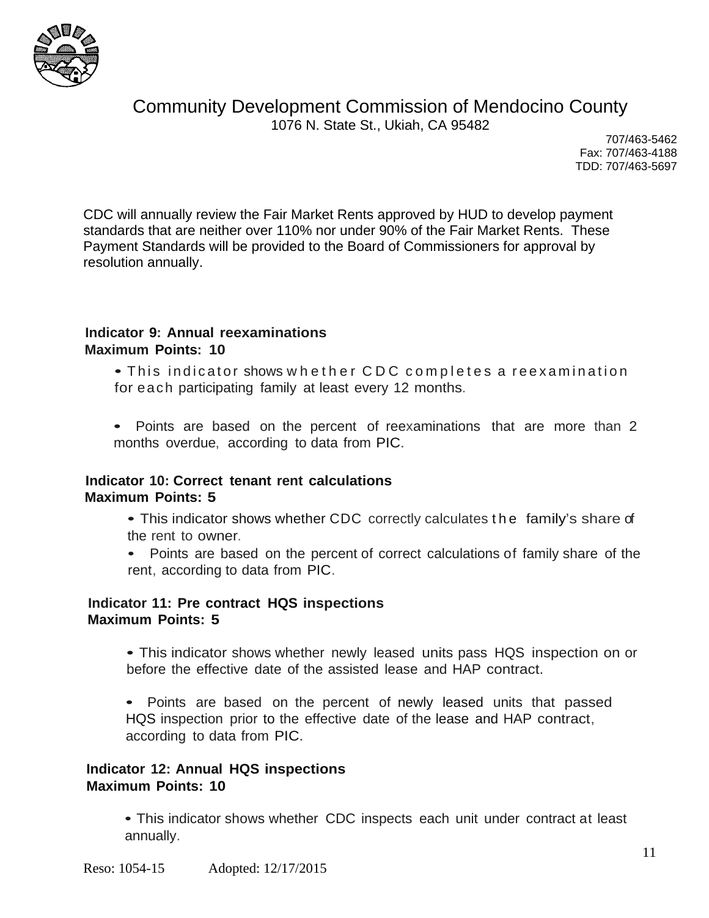CDC will annually review the Fair Market Rents approved by HUD to develop payment standards that are neither over 110% nor under 90% of the Fair Market Rents. These Payment Standards will be provided to the Board of Commissioners for approval by resolution annually.

**Indicator 9: Annual reexaminations**
**Maximum Points: 10**

- This indicator shows whether CDC completes a reexamination for each participating family at least every 12 months.

- Points are based on the percent of reexaminations that are more than 2 months overdue, according to data from PIC.

**Indicator 10: Correct tenant rent calculations**
**Maximum Points: 5**

- This indicator shows whether CDC correctly calculates the family's share of the rent to owner.
- Points are based on the percent of correct calculations of family share of the rent, according to data from PIC.

**Indicator 11: Pre contract HQS inspections**
**Maximum Points: 5**

- This indicator shows whether newly leased units pass HQS inspection on or before the effective date of the assisted lease and HAP contract.

- Points are based on the percent of newly leased units that passed HQS inspection prior to the effective date of the lease and HAP contract, according to data from PIC.

**Indicator 12: Annual HQS inspections**
**Maximum Points: 10**

- This indicator shows whether CDC inspects each unit under contract at least annually.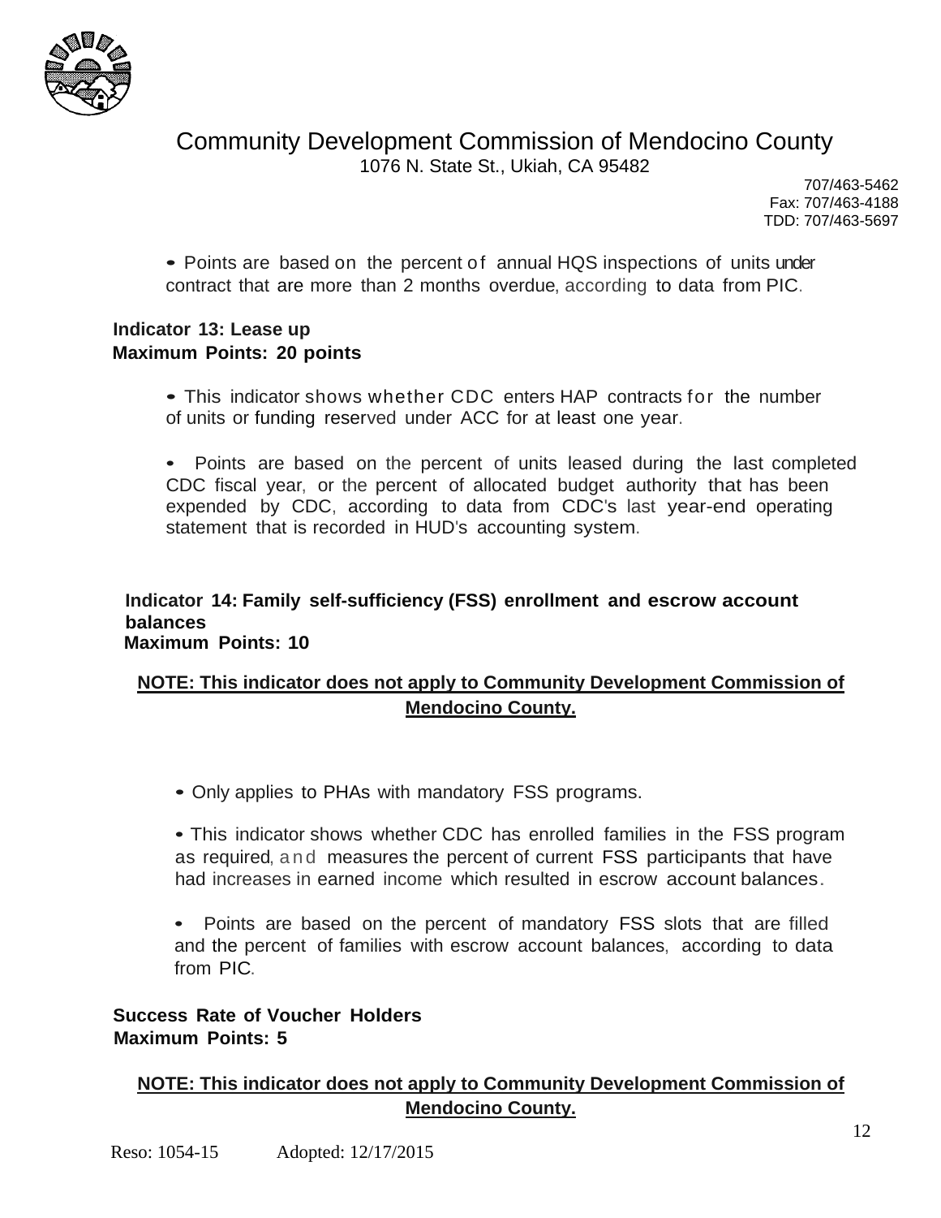- Points are based on the percent of annual HQS inspections of units under contract that are more than 2 months overdue, according to data from PIC.

**Indicator 13: Lease up**
**Maximum Points: 20 points**

- This indicator shows whether CDC enters HAP contracts for the number of units or funding reserved under ACC for at least one year.

- Points are based on the percent of units leased during the last completed CDC fiscal year, or the percent of allocated budget authority that has been expended by CDC, according to data from CDC's last year-end operating statement that is recorded in HUD's accounting system.

**Indicator 14: Family self-sufficiency (FSS) enrollment and escrow account balances**
**Maximum Points: 10**

**NOTE: This indicator does not apply to Community Development Commission of Mendocino County.**

- Only applies to PHAs with mandatory FSS programs.

- This indicator shows whether CDC has enrolled families in the FSS program as required, and measures the percent of current FSS participants that have had increases in earned income which resulted in escrow account balances.

- Points are based on the percent of mandatory FSS slots that are filled and the percent of families with escrow account balances, according to data from PIC.

**Success Rate of Voucher Holders**
**Maximum Points: 5**

**NOTE: This indicator does not apply to Community Development Commission of Mendocino County.**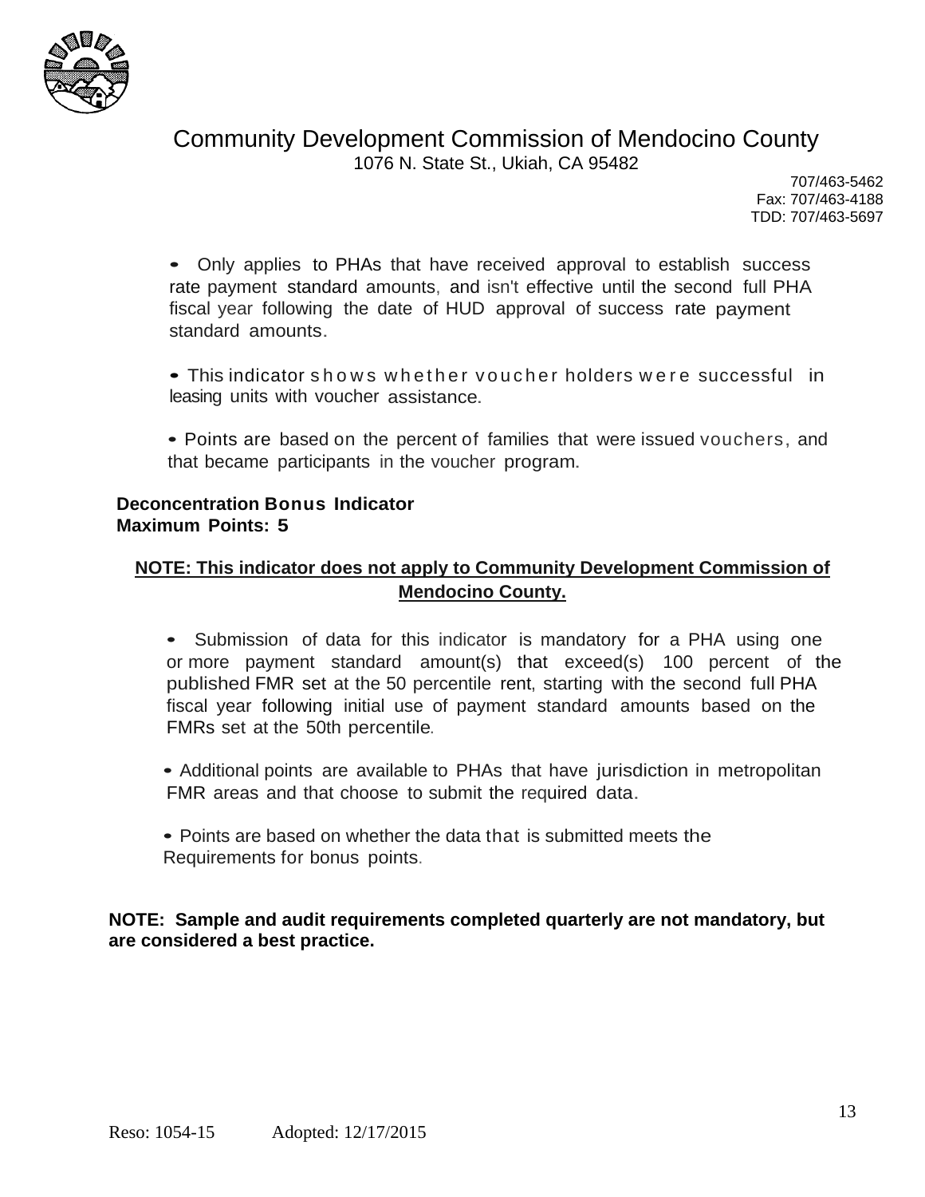Community Development Commission of Mendocino County

1076 N. State St., Ukiah, CA 95482

707/463-5462
Fax: 707/463-4188
TDD: 707/463-5697

- Only applies to PHAs that have received approval to establish success rate payment standard amounts, and isn't effective until the second full PHA fiscal year following the date of HUD approval of success rate payment standard amounts.

- This indicator shows whether voucher holders were successful in leasing units with voucher assistance.

- Points are based on the percent of families that were issued vouchers, and that became participants in the voucher program.

**Deconcentration Bonus Indicator**
**Maximum Points: 5**

**<u>NOTE: This indicator does not apply to Community Development Commission of Mendocino County.</u>**

- Submission of data for this indicator is mandatory for a PHA using one or more payment standard amount(s) that exceed(s) 100 percent of the published FMR set at the 50 percentile rent, starting with the second full PHA fiscal year following initial use of payment standard amounts based on the FMRs set at the 50th percentile.

- Additional points are available to PHAs that have jurisdiction in metropolitan FMR areas and that choose to submit the required data.

- Points are based on whether the data that is submitted meets the Requirements for bonus points.

**NOTE: Sample and audit requirements completed quarterly are not mandatory, but are considered a best practice.**

Reso: 1054-15 Adopted: 12/17/2015